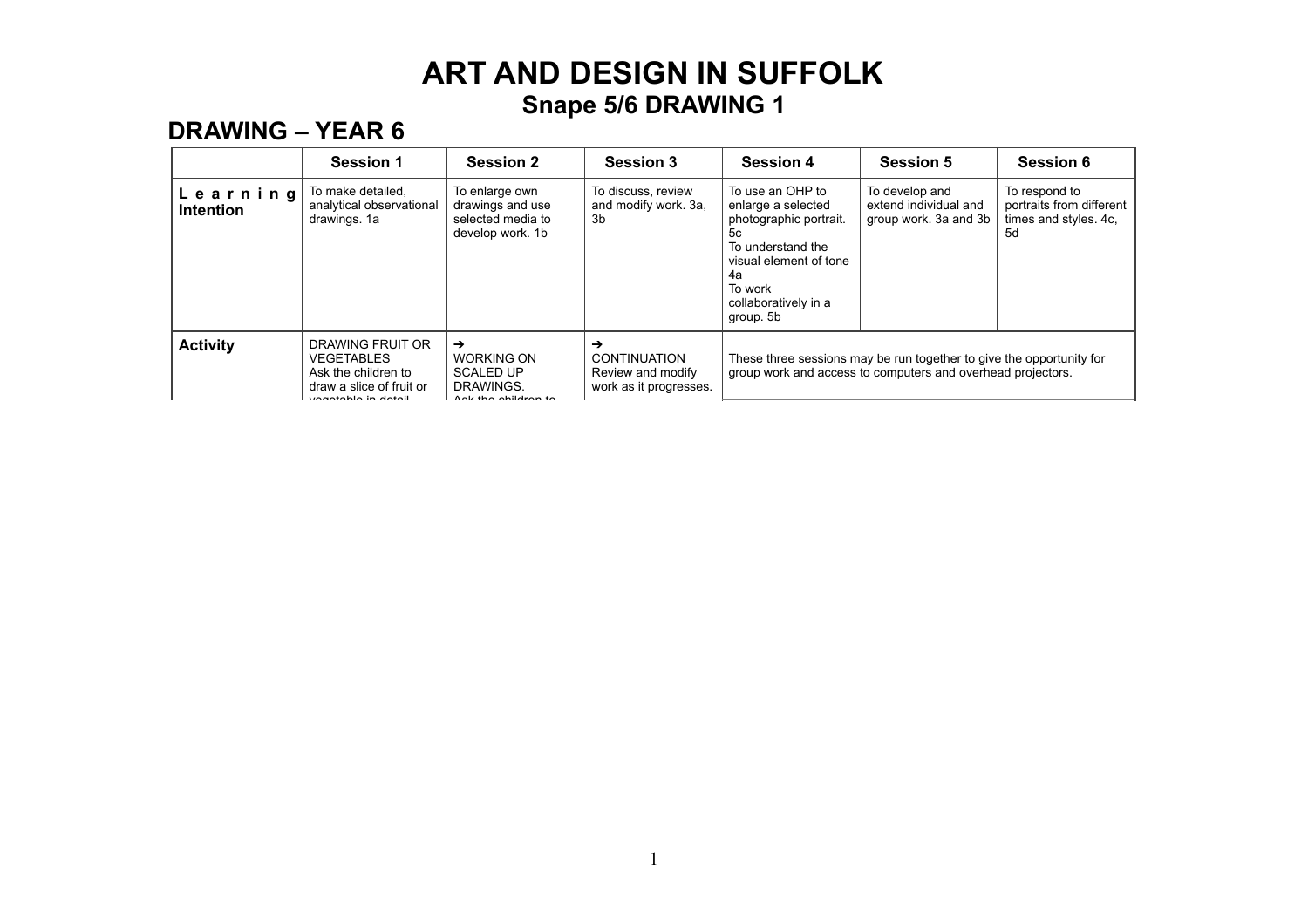# ART AND DESIGN IN SUFFOLK

## Snape 5/6 DRAWING 1

## DRAWING – YEAR 6

| | Session 1 | Session 2 | Session 3 | Session 4 | Session 5 | Session 6 |
|---|---|---|---|---|---|---|
| **Learning Intention** | To make detailed, analytical observational drawings. 1a | To enlarge own drawings and use selected media to develop work. 1b | To discuss, review and modify work. 3a, 3b | To use an OHP to enlarge a selected photographic portrait. 5c<br>To understand the visual element of tone 4a<br>To work collaboratively in a group. 5b | To develop and extend individual and group work. 3a and 3b | To respond to portraits from different times and styles. 4c, 5d |
| **Activity** | DRAWING FRUIT OR VEGETABLES<br>Ask the children to draw a slice of fruit or vegetable in detail | ➔<br>WORKING ON SCALED UP DRAWINGS.<br>Ask the children to | ➔<br>CONTINUATION<br>Review and modify work as it progresses. | These three sessions may be run together to give the opportunity for group work and access to computers and overhead projectors. | | |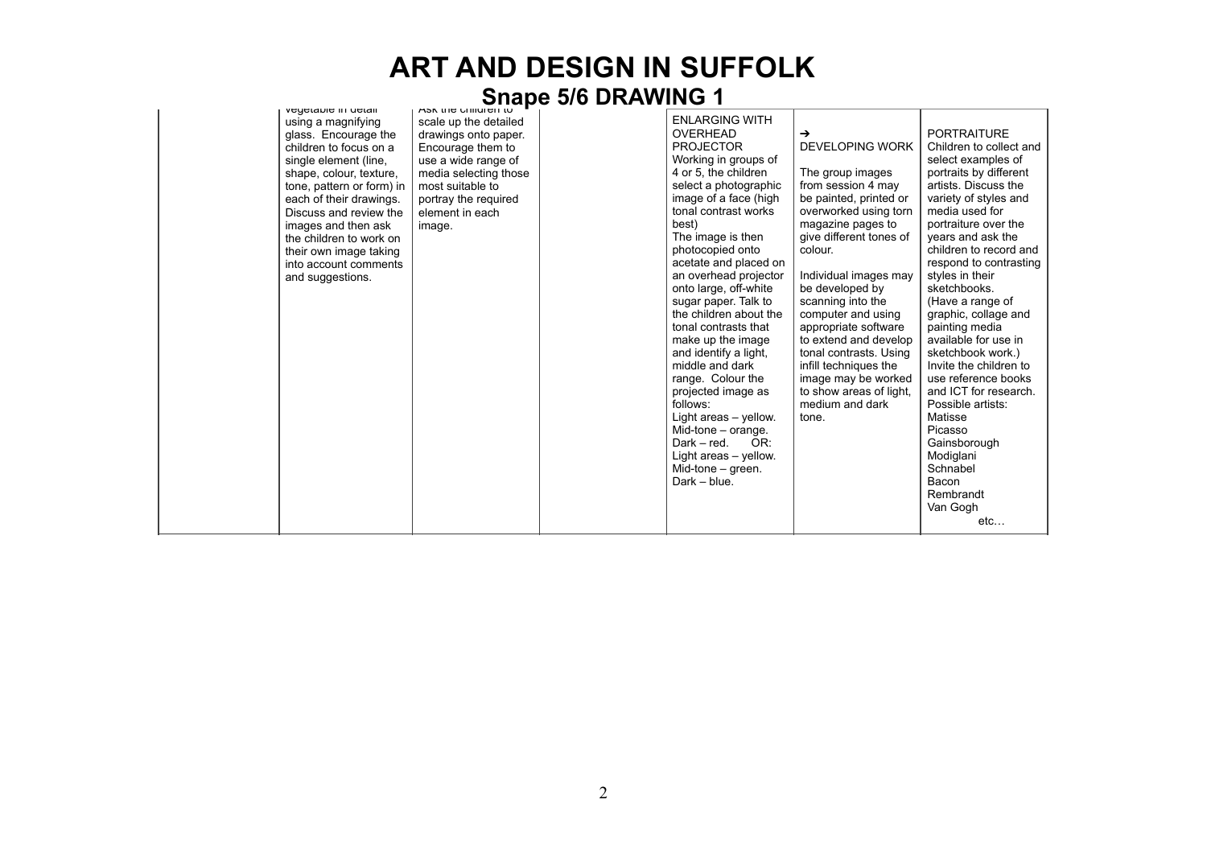# ART AND DESIGN IN SUFFOLK

## Snape 5/6 DRAWING 1

| | | | | | | |
|---|---|---|---|---|---|---|
| | vegetable in detail using a magnifying glass. Encourage the children to focus on a single element (line, shape, colour, texture, tone, pattern or form) in each of their drawings. Discuss and review the images and then ask the children to work on their own image taking into account comments and suggestions. | Ask the children to scale up the detailed drawings onto paper. Encourage them to use a wide range of media selecting those most suitable to portray the required element in each image. | | ENLARGING WITH OVERHEAD PROJECTOR<br>Working in groups of 4 or 5, the children select a photographic image of a face (high tonal contrast works best)<br>The image is then photocopied onto acetate and placed on an overhead projector onto large, off-white sugar paper. Talk to the children about the tonal contrasts that make up the image and identify a light, middle and dark range. Colour the projected image as follows:<br>Light areas – yellow.<br>Mid-tone – orange.<br>Dark – red. OR:<br>Light areas – yellow.<br>Mid-tone – green.<br>Dark – blue. | ➔<br>DEVELOPING WORK<br><br>The group images from session 4 may be painted, printed or overworked using torn magazine pages to give different tones of colour.<br><br>Individual images may be developed by scanning into the computer and using appropriate software to extend and develop tonal contrasts. Using infill techniques the image may be worked to show areas of light, medium and dark tone. | PORTRAITURE<br>Children to collect and select examples of portraits by different artists. Discuss the variety of styles and media used for portraiture over the years and ask the children to record and respond to contrasting styles in their sketchbooks.<br>(Have a range of graphic, collage and painting media available for use in sketchbook work.)<br>Invite the children to use reference books and ICT for research.<br>Possible artists:<br>Matisse<br>Picasso<br>Gainsborough<br>Modiglani<br>Schnabel<br>Bacon<br>Rembrandt<br>Van Gogh<br>etc… |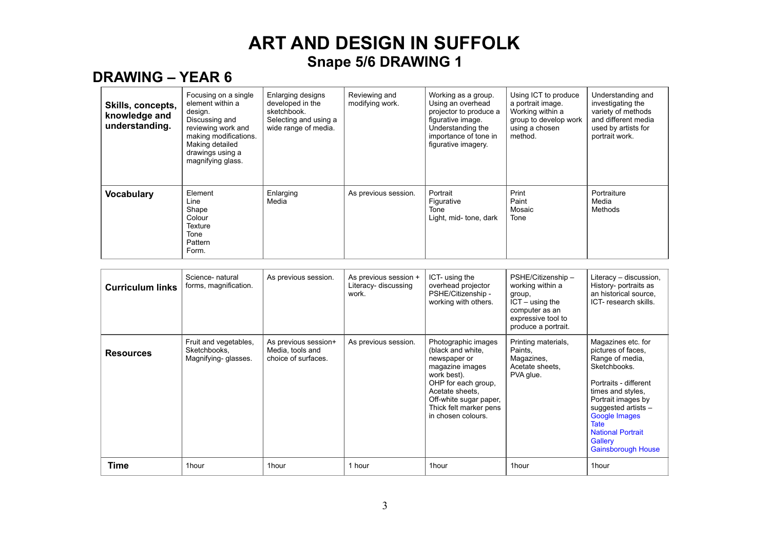# ART AND DESIGN IN SUFFOLK

## Snape 5/6 DRAWING 1

## DRAWING – YEAR 6

| **Skills, concepts, knowledge and understanding.** | Focusing on a single element within a design. Discussing and reviewing work and making modifications. Making detailed drawings using a magnifying glass. | Enlarging designs developed in the sketchbook. Selecting and using a wide range of media. | Reviewing and modifying work. | Working as a group. Using an overhead projector to produce a figurative image. Understanding the importance of tone in figurative imagery. | Using ICT to produce a portrait image. Working within a group to develop work using a chosen method. | Understanding and investigating the variety of methods and different media used by artists for portrait work. |
|---|---|---|---|---|---|---|
| **Vocabulary** | Element<br>Line<br>Shape<br>Colour<br>Texture<br>Tone<br>Pattern<br>Form. | Enlarging<br>Media | As previous session. | Portrait<br>Figurative<br>Tone<br>Light, mid- tone, dark | Print<br>Paint<br>Mosaic<br>Tone | Portraiture<br>Media<br>Methods |
| **Curriculum links** | Science- natural forms, magnification. | As previous session. | As previous session + Literacy- discussing work. | ICT- using the overhead projector PSHE/Citizenship - working with others. | PSHE/Citizenship – working within a group,<br>ICT – using the computer as an expressive tool to produce a portrait. | Literacy – discussion, History- portraits as an historical source, ICT- research skills. |
| **Resources** | Fruit and vegetables, Sketchbooks, Magnifying- glasses. | As previous session+ Media, tools and choice of surfaces. | As previous session. | Photographic images (black and white, newspaper or magazine images work best).<br>OHP for each group,<br>Acetate sheets,<br>Off-white sugar paper,<br>Thick felt marker pens in chosen colours. | Printing materials,<br>Paints,<br>Magazines,<br>Acetate sheets,<br>PVA glue. | Magazines etc. for pictures of faces,<br>Range of media,<br>Sketchbooks.<br><br>Portraits - different times and styles,<br>Portrait images by suggested artists –<br>Google Images<br>Tate<br>National Portrait Gallery<br>Gainsborough House |
| **Time** | 1hour | 1hour | 1 hour | 1hour | 1hour | 1hour |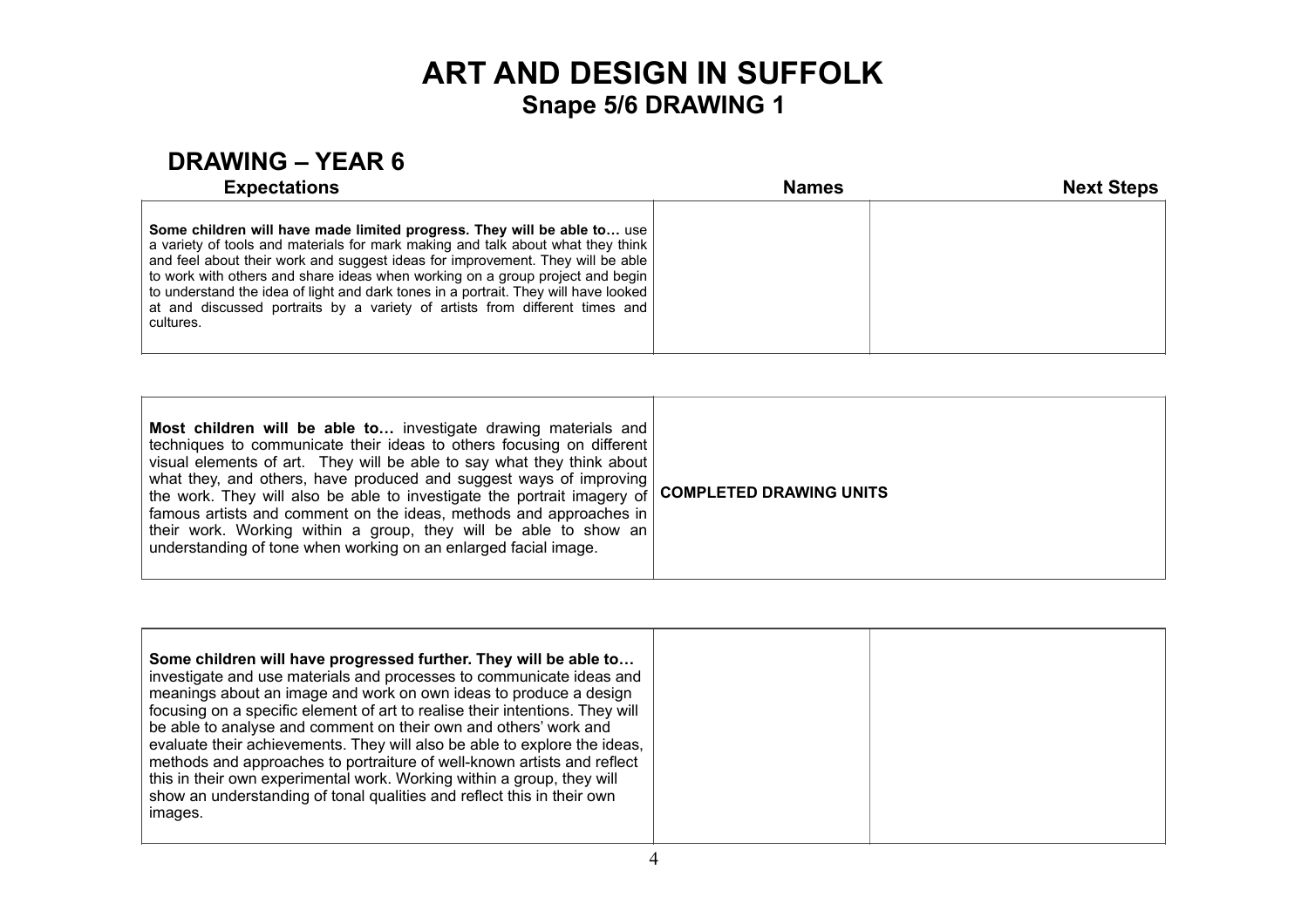# ART AND DESIGN IN SUFFOLK

## Snape 5/6 DRAWING 1

## DRAWING – YEAR 6

| Expectations | Names | Next Steps |
|---|---|---|
| **Some children will have made limited progress. They will be able to…** use a variety of tools and materials for mark making and talk about what they think and feel about their work and suggest ideas for improvement. They will be able to work with others and share ideas when working on a group project and begin to understand the idea of light and dark tones in a portrait. They will have looked at and discussed portraits by a variety of artists from different times and cultures. | | |

| Expectations | |
|---|---|
| **Most children will be able to…** investigate drawing materials and techniques to communicate their ideas to others focusing on different visual elements of art. They will be able to say what they think about what they, and others, have produced and suggest ways of improving the work. They will also be able to investigate the portrait imagery of famous artists and comment on the ideas, methods and approaches in their work. Working within a group, they will be able to show an understanding of tone when working on an enlarged facial image. | **COMPLETED DRAWING UNITS** |

| Expectations | Names | Next Steps |
|---|---|---|
| **Some children will have progressed further. They will be able to…** investigate and use materials and processes to communicate ideas and meanings about an image and work on own ideas to produce a design focusing on a specific element of art to realise their intentions. They will be able to analyse and comment on their own and others' work and evaluate their achievements. They will also be able to explore the ideas, methods and approaches to portraiture of well-known artists and reflect this in their own experimental work. Working within a group, they will show an understanding of tonal qualities and reflect this in their own images. | | |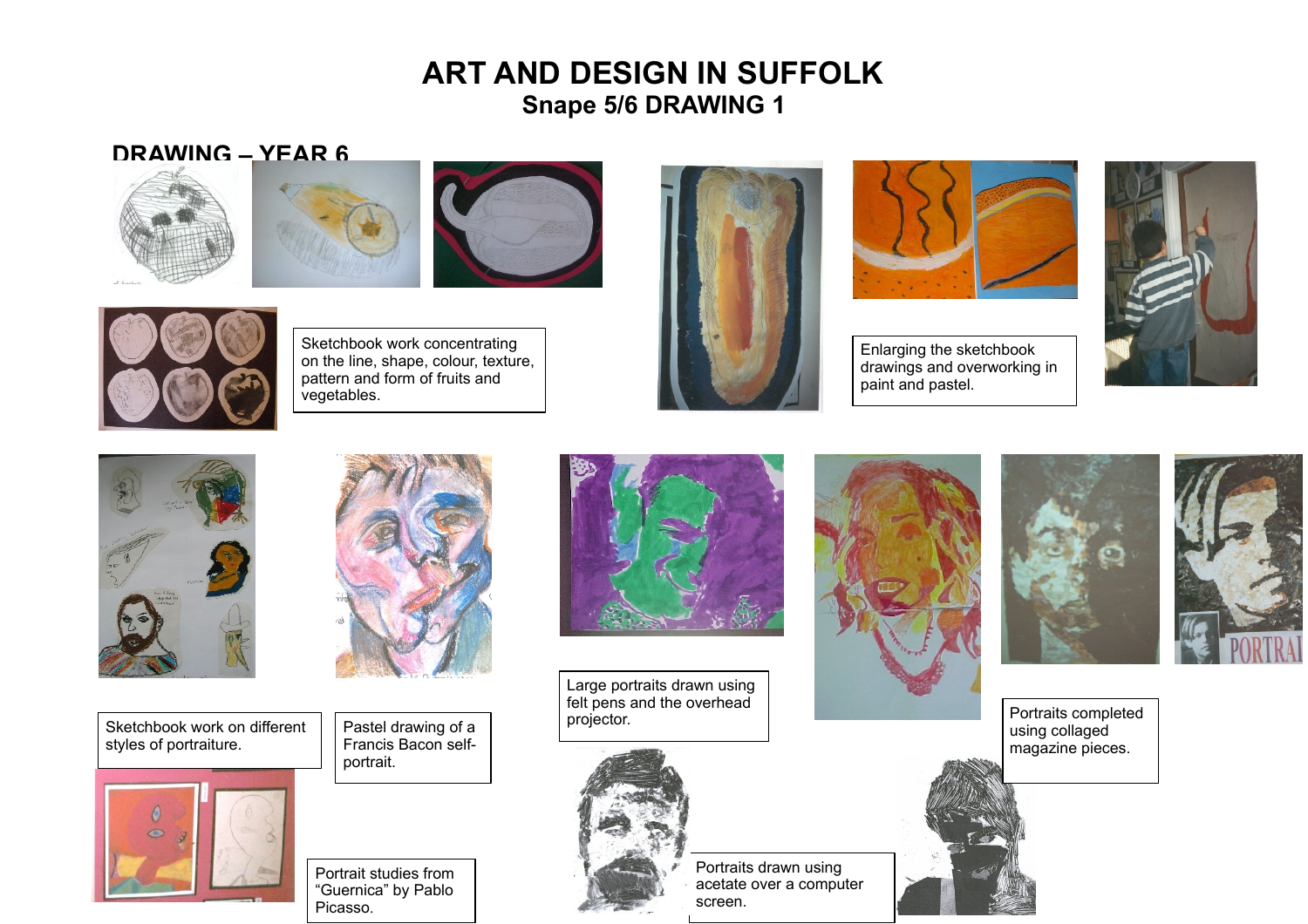# ART AND DESIGN IN SUFFOLK

## Snape 5/6 DRAWING 1

### DRAWING – YEAR 6

Sketchbook work concentrating on the line, shape, colour, texture, pattern and form of fruits and vegetables.

Enlarging the sketchbook drawings and overworking in paint and pastel.

Sketchbook work on different styles of portraiture.

Pastel drawing of a Francis Bacon self-portrait.

Large portraits drawn using felt pens and the overhead projector.

Portraits completed using collaged magazine pieces.

Portrait studies from “Guernica” by Pablo Picasso.

Portraits drawn using acetate over a computer screen.